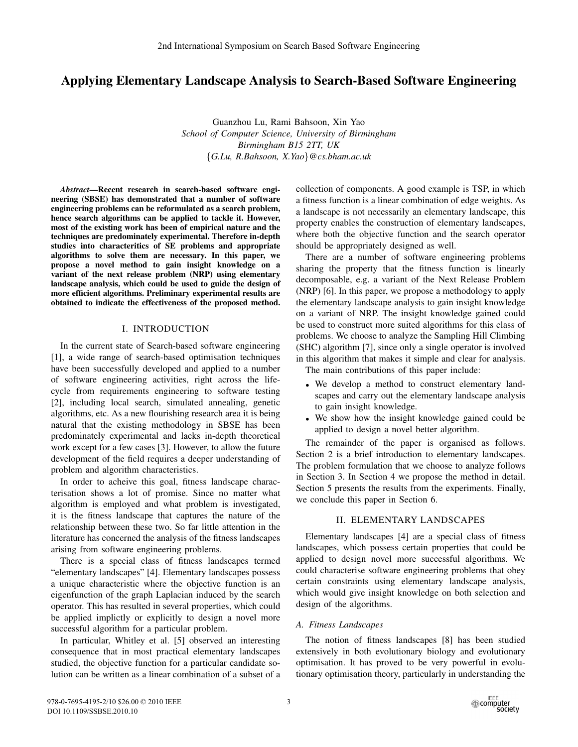# Applying Elementary Landscape Analysis to Search-Based Software Engineering

Guanzhou Lu, Rami Bahsoon, Xin Yao
*School of Computer Science, University of Birmingham*
*Birmingham B15 2TT, UK*
*{G.Lu, R.Bahsoon, X.Yao}@cs.bham.ac.uk*

***Abstract*—Recent research in search-based software engineering (SBSE) has demonstrated that a number of software engineering problems can be reformulated as a search problem, hence search algorithms can be applied to tackle it. However, most of the existing work has been of empirical nature and the techniques are predominately experimental. Therefore in-depth studies into characteritics of SE problems and appropriate algorithms to solve them are necessary. In this paper, we propose a novel method to gain insight knowledge on a variant of the next release problem (NRP) using elementary landscape analysis, which could be used to guide the design of more efficient algorithms. Preliminary experimental results are obtained to indicate the effectiveness of the proposed method.**

## I. Introduction

In the current state of Search-based software engineering [1], a wide range of search-based optimisation techniques have been successfully developed and applied to a number of software engineering activities, right across the life-cycle from requirements engineering to software testing [2], including local search, simulated annealing, genetic algorithms, etc. As a new flourishing research area it is being natural that the existing methodology in SBSE has been predominately experimental and lacks in-depth theoretical work except for a few cases [3]. However, to allow the future development of the field requires a deeper understanding of problem and algorithm characteristics.

In order to acheive this goal, fitness landscape characterisation shows a lot of promise. Since no matter what algorithm is employed and what problem is investigated, it is the fitness landscape that captures the nature of the relationship between these two. So far little attention in the literature has concerned the analysis of the fitness landscapes arising from software engineering problems.

There is a special class of fitness landscapes termed "elementary landscapes" [4]. Elementary landscapes possess a unique characteristic where the objective function is an eigenfunction of the graph Laplacian induced by the search operator. This has resulted in several properties, which could be applied implictly or explicitly to design a novel more successful algorithm for a particular problem.

In particular, Whitley et al. [5] observed an interesting consequence that in most practical elementary landscapes studied, the objective function for a particular candidate solution can be written as a linear combination of a subset of a collection of components. A good example is TSP, in which a fitness function is a linear combination of edge weights. As a landscape is not necessarily an elementary landscape, this property enables the construction of elementary landscapes, where both the objective function and the search operator should be appropriately designed as well.

There are a number of software engineering problems sharing the property that the fitness function is linearly decomposable, e.g. a variant of the Next Release Problem (NRP) [6]. In this paper, we propose a methodology to apply the elementary landscape analysis to gain insight knowledge on a variant of NRP. The insight knowledge gained could be used to construct more suited algorithms for this class of problems. We choose to analyze the Sampling Hill Climbing (SHC) algorithm [7], since only a single operator is involved in this algorithm that makes it simple and clear for analysis.

The main contributions of this paper include:

- We develop a method to construct elementary landscapes and carry out the elementary landscape analysis to gain insight knowledge.
- We show how the insight knowledge gained could be applied to design a novel better algorithm.

The remainder of the paper is organised as follows. Section 2 is a brief introduction to elementary landscapes. The problem formulation that we choose to analyze follows in Section 3. In Section 4 we propose the method in detail. Section 5 presents the results from the experiments. Finally, we conclude this paper in Section 6.

## II. Elementary Landscapes

Elementary landscapes [4] are a special class of fitness landscapes, which possess certain properties that could be applied to design novel more successful algorithms. We could characterise software engineering problems that obey certain constraints using elementary landscape analysis, which would give insight knowledge on both selection and design of the algorithms.

### A. Fitness Landscapes

The notion of fitness landscapes [8] has been studied extensively in both evolutionary biology and evolutionary optimisation. It has proved to be very powerful in evolutionary optimisation theory, particularly in understanding the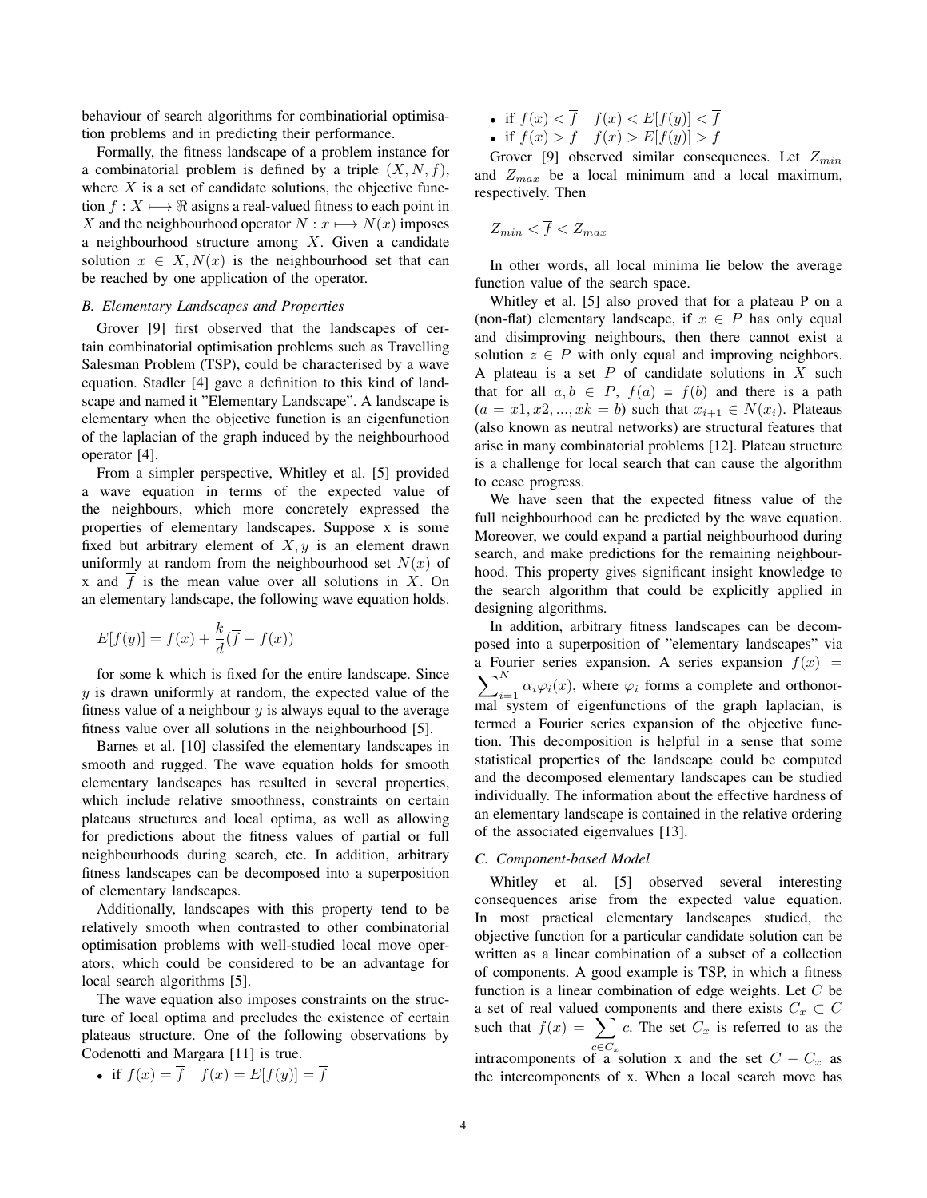behaviour of search algorithms for combinatiorial optimisation problems and in predicting their performance.

Formally, the fitness landscape of a problem instance for a combinatorial problem is defined by a triple $(X, N, f)$, where $X$ is a set of candidate solutions, the objective function $f : X \longmapsto \Re$ asigns a real-valued fitness to each point in $X$ and the neighbourhood operator $N : x \longmapsto N(x)$ imposes a neighbourhood structure among $X$. Given a candidate solution $x \in X, N(x)$ is the neighbourhood set that can be reached by one application of the operator.

### B. Elementary Landscapes and Properties

Grover [9] first observed that the landscapes of certain combinatorial optimisation problems such as Travelling Salesman Problem (TSP), could be characterised by a wave equation. Stadler [4] gave a definition to this kind of landscape and named it "Elementary Landscape". A landscape is elementary when the objective function is an eigenfunction of the laplacian of the graph induced by the neighbourhood operator [4].

From a simpler perspective, Whitley et al. [5] provided a wave equation in terms of the expected value of the neighbours, which more concretely expressed the properties of elementary landscapes. Suppose x is some fixed but arbitrary element of $X, y$ is an element drawn uniformly at random from the neighbourhood set $N(x)$ of x and $\overline{f}$ is the mean value over all solutions in $X$. On an elementary landscape, the following wave equation holds.

$$E[f(y)] = f(x) + \frac{k}{d}(\overline{f} - f(x))$$

for some k which is fixed for the entire landscape. Since $y$ is drawn uniformly at random, the expected value of the fitness value of a neighbour $y$ is always equal to the average fitness value over all solutions in the neighbourhood [5].

Barnes et al. [10] classifed the elementary landscapes in smooth and rugged. The wave equation holds for smooth elementary landscapes has resulted in several properties, which include relative smoothness, constraints on certain plateaus structures and local optima, as well as allowing for predictions about the fitness values of partial or full neighbourhoods during search, etc. In addition, arbitrary fitness landscapes can be decomposed into a superposition of elementary landscapes.

Additionally, landscapes with this property tend to be relatively smooth when contrasted to other combinatorial optimisation problems with well-studied local move operators, which could be considered to be an advantage for local search algorithms [5].

The wave equation also imposes constraints on the structure of local optima and precludes the existence of certain plateaus structure. One of the following observations by Codenotti and Margara [11] is true.

- if $f(x) = \overline{f} \quad f(x) = E[f(y)] = \overline{f}$
- if $f(x) < \overline{f} \quad f(x) < E[f(y)] < \overline{f}$
- if $f(x) > \overline{f} \quad f(x) > E[f(y)] > \overline{f}$

Grover [9] observed similar consequences. Let $Z_{min}$ and $Z_{max}$ be a local minimum and a local maximum, respectively. Then

$$Z_{min} < \overline{f} < Z_{max}$$

In other words, all local minima lie below the average function value of the search space.

Whitley et al. [5] also proved that for a plateau P on a (non-flat) elementary landscape, if $x \in P$ has only equal and disimproving neighbours, then there cannot exist a solution $z \in P$ with only equal and improving neighbors. A plateau is a set $P$ of candidate solutions in $X$ such that for all $a, b \in P$, $f(a) = f(b)$ and there is a path $(a = x1, x2, ..., xk = b)$ such that $x_{i+1} \in N(x_i)$. Plateaus (also known as neutral networks) are structural features that arise in many combinatorial problems [12]. Plateau structure is a challenge for local search that can cause the algorithm to cease progress.

We have seen that the expected fitness value of the full neighbourhood can be predicted by the wave equation. Moreover, we could expand a partial neighbourhood during search, and make predictions for the remaining neighbourhood. This property gives significant insight knowledge to the search algorithm that could be explicitly applied in designing algorithms.

In addition, arbitrary fitness landscapes can be decomposed into a superposition of "elementary landscapes" via a Fourier series expansion. A series expansion $f(x) = \sum_{i=1}^{N} \alpha_i \varphi_i(x)$, where $\varphi_i$ forms a complete and orthonormal system of eigenfunctions of the graph laplacian, is termed a Fourier series expansion of the objective function. This decomposition is helpful in a sense that some statistical properties of the landscape could be computed and the decomposed elementary landscapes can be studied individually. The information about the effective hardness of an elementary landscape is contained in the relative ordering of the associated eigenvalues [13].

### C. Component-based Model

Whitley et al. [5] observed several interesting consequences arise from the expected value equation. In most practical elementary landscapes studied, the objective function for a particular candidate solution can be written as a linear combination of a subset of a collection of components. A good example is TSP, in which a fitness function is a linear combination of edge weights. Let $C$ be a set of real valued components and there exists $C_x \subset C$ such that $f(x) = \sum_{c \in C_x} c$. The set $C_x$ is referred to as the intracomponents of a solution x and the set $C - C_x$ as the intercomponents of x. When a local search move has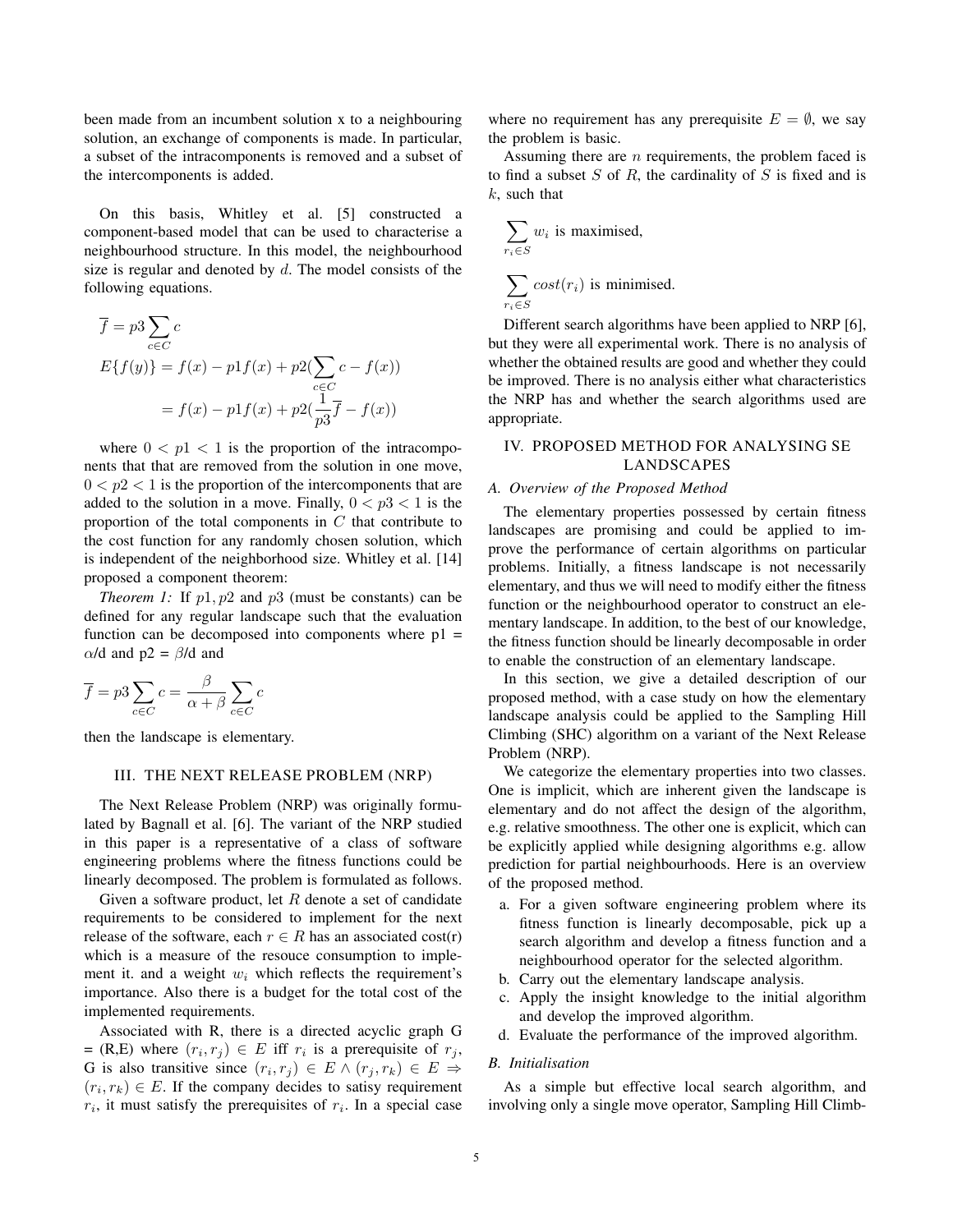been made from an incumbent solution x to a neighbouring solution, an exchange of components is made. In particular, a subset of the intracomponents is removed and a subset of the intercomponents is added.

On this basis, Whitley et al. [5] constructed a component-based model that can be used to characterise a neighbourhood structure. In this model, the neighbourhood size is regular and denoted by $d$. The model consists of the following equations.

$$\overline{f} = p3 \sum_{c \in C} c$$

$$E\{f(y)\} = f(x) - p1f(x) + p2(\sum_{c \in C} c - f(x))$$

$$= f(x) - p1f(x) + p2(\frac{1}{p3}\overline{f} - f(x))$$

where $0 < p1 < 1$ is the proportion of the intracomponents that that are removed from the solution in one move, $0 < p2 < 1$ is the proportion of the intercomponents that are added to the solution in a move. Finally, $0 < p3 < 1$ is the proportion of the total components in $C$ that contribute to the cost function for any randomly chosen solution, which is independent of the neighborhood size. Whitley et al. [14] proposed a component theorem:

*Theorem 1:* If $p1, p2$ and $p3$ (must be constants) can be defined for any regular landscape such that the evaluation function can be decomposed into components where p1 = $\alpha$/d and p2 = $\beta$/d and

$$\overline{f} = p3 \sum_{c \in C} c = \frac{\beta}{\alpha + \beta} \sum_{c \in C} c$$

then the landscape is elementary.

## III. THE NEXT RELEASE PROBLEM (NRP)

The Next Release Problem (NRP) was originally formulated by Bagnall et al. [6]. The variant of the NRP studied in this paper is a representative of a class of software engineering problems where the fitness functions could be linearly decomposed. The problem is formulated as follows.

Given a software product, let $R$ denote a set of candidate requirements to be considered to implement for the next release of the software, each $r \in R$ has an associated cost(r) which is a measure of the resouce consumption to implement it. and a weight $w_i$ which reflects the requirement's importance. Also there is a budget for the total cost of the implemented requirements.

Associated with R, there is a directed acyclic graph G = (R,E) where $(r_i, r_j) \in E$ iff $r_i$ is a prerequisite of $r_j$, G is also transitive since $(r_i, r_j) \in E \wedge (r_j, r_k) \in E \Rightarrow (r_i, r_k) \in E$. If the company decides to satisy requirement $r_i$, it must satisfy the prerequisites of $r_i$. In a special case where no requirement has any prerequisite $E = \emptyset$, we say the problem is basic.

Assuming there are $n$ requirements, the problem faced is to find a subset $S$ of $R$, the cardinality of $S$ is fixed and is $k$, such that

$$\sum_{r_i \in S} w_i \text{ is maximised,}$$

$$\sum_{r_i \in S} cost(r_i) \text{ is minimised.}$$

Different search algorithms have been applied to NRP [6], but they were all experimental work. There is no analysis of whether the obtained results are good and whether they could be improved. There is no analysis either what characteristics the NRP has and whether the search algorithms used are appropriate.

## IV. PROPOSED METHOD FOR ANALYSING SE LANDSCAPES

### A. Overview of the Proposed Method

The elementary properties possessed by certain fitness landscapes are promising and could be applied to improve the performance of certain algorithms on particular problems. Initially, a fitness landscape is not necessarily elementary, and thus we will need to modify either the fitness function or the neighbourhood operator to construct an elementary landscape. In addition, to the best of our knowledge, the fitness function should be linearly decomposable in order to enable the construction of an elementary landscape.

In this section, we give a detailed description of our proposed method, with a case study on how the elementary landscape analysis could be applied to the Sampling Hill Climbing (SHC) algorithm on a variant of the Next Release Problem (NRP).

We categorize the elementary properties into two classes. One is implicit, which are inherent given the landscape is elementary and do not affect the design of the algorithm, e.g. relative smoothness. The other one is explicit, which can be explicitly applied while designing algorithms e.g. allow prediction for partial neighbourhoods. Here is an overview of the proposed method.

a. For a given software engineering problem where its fitness function is linearly decomposable, pick up a search algorithm and develop a fitness function and a neighbourhood operator for the selected algorithm.
b. Carry out the elementary landscape analysis.
c. Apply the insight knowledge to the initial algorithm and develop the improved algorithm.
d. Evaluate the performance of the improved algorithm.

### B. Initialisation

As a simple but effective local search algorithm, and involving only a single move operator, Sampling Hill Climb-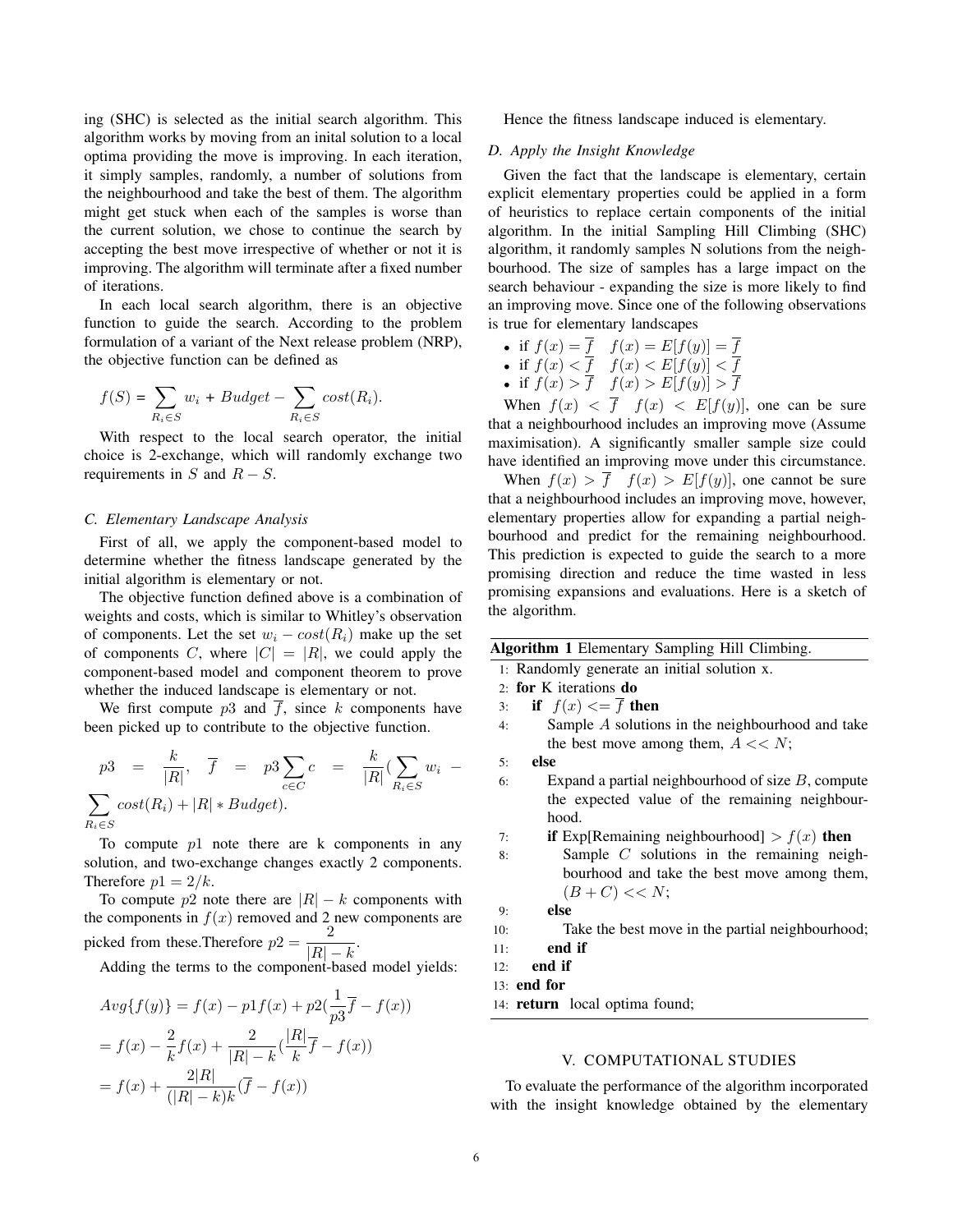ing (SHC) is selected as the initial search algorithm. This algorithm works by moving from an inital solution to a local optima providing the move is improving. In each iteration, it simply samples, randomly, a number of solutions from the neighbourhood and take the best of them. The algorithm might get stuck when each of the samples is worse than the current solution, we chose to continue the search by accepting the best move irrespective of whether or not it is improving. The algorithm will terminate after a fixed number of iterations.

In each local search algorithm, there is an objective function to guide the search. According to the problem formulation of a variant of the Next release problem (NRP), the objective function can be defined as

$$f(S) = \sum_{R_i \in S} w_i + Budget - \sum_{R_i \in S} cost(R_i).$$

With respect to the local search operator, the initial choice is 2-exchange, which will randomly exchange two requirements in $S$ and $R - S$.

### C. Elementary Landscape Analysis

First of all, we apply the component-based model to determine whether the fitness landscape generated by the initial algorithm is elementary or not.

The objective function defined above is a combination of weights and costs, which is similar to Whitley's observation of components. Let the set $w_i - cost(R_i)$ make up the set of components $C$, where $|C| = |R|$, we could apply the component-based model and component theorem to prove whether the induced landscape is elementary or not.

We first compute $p3$ and $\overline{f}$, since $k$ components have been picked up to contribute to the objective function.

$$p3 = \frac{k}{|R|}, \quad \overline{f} = p3 \sum_{c \in C} c = \frac{k}{|R|}(\sum_{R_i \in S} w_i - \sum_{R_i \in S} cost(R_i) + |R| * Budget).$$

To compute $p1$ note there are k components in any solution, and two-exchange changes exactly 2 components. Therefore $p1 = 2/k$.

To compute $p2$ note there are $|R| - k$ components with the components in $f(x)$ removed and 2 new components are picked from these.Therefore $p2 = \dfrac{2}{|R| - k}$.

Adding the terms to the component-based model yields:

$$Avg\{f(y)\} = f(x) - p1 f(x) + p2(\frac{1}{p3}\overline{f} - f(x))$$
$$= f(x) - \frac{2}{k} f(x) + \frac{2}{|R| - k}(\frac{|R|}{k}\overline{f} - f(x))$$
$$= f(x) + \frac{2|R|}{(|R| - k)k}(\overline{f} - f(x))$$

Hence the fitness landscape induced is elementary.

### D. Apply the Insight Knowledge

Given the fact that the landscape is elementary, certain explicit elementary properties could be applied in a form of heuristics to replace certain components of the initial algorithm. In the initial Sampling Hill Climbing (SHC) algorithm, it randomly samples N solutions from the neighbourhood. The size of samples has a large impact on the search behaviour - expanding the size is more likely to find an improving move. Since one of the following observations is true for elementary landscapes

- if $f(x) = \overline{f} \quad f(x) = E[f(y)] = \overline{f}$
- if $f(x) < \overline{f} \quad f(x) < E[f(y)] < \overline{f}$
- if $f(x) > \overline{f} \quad f(x) > E[f(y)] > \overline{f}$

When $f(x) < \overline{f} \quad f(x) < E[f(y)]$, one can be sure that a neighbourhood includes an improving move (Assume maximisation). A significantly smaller sample size could have identified an improving move under this circumstance.

When $f(x) > \overline{f} \quad f(x) > E[f(y)]$, one cannot be sure that a neighbourhood includes an improving move, however, elementary properties allow for expanding a partial neighbourhood and predict for the remaining neighbourhood. This prediction is expected to guide the search to a more promising direction and reduce the time wasted in less promising expansions and evaluations. Here is a sketch of the algorithm.

**Algorithm 1** Elementary Sampling Hill Climbing.

```
1:  Randomly generate an initial solution x.
2:  for K iterations do
3:     if f(x) <= f̄ then
4:        Sample A solutions in the neighbourhood and take
          the best move among them, A << N;
5:     else
6:        Expand a partial neighbourhood of size B, compute
          the expected value of the remaining neighbour-
          hood.
7:        if Exp[Remaining neighbourhood] > f(x) then
8:           Sample C solutions in the remaining neigh-
             bourhood and take the best move among them,
             (B + C) << N;
9:        else
10:          Take the best move in the partial neighbourhood;
11:       end if
12:    end if
13: end for
14: return local optima found;
```

## V. COMPUTATIONAL STUDIES

To evaluate the performance of the algorithm incorporated with the insight knowledge obtained by the elementary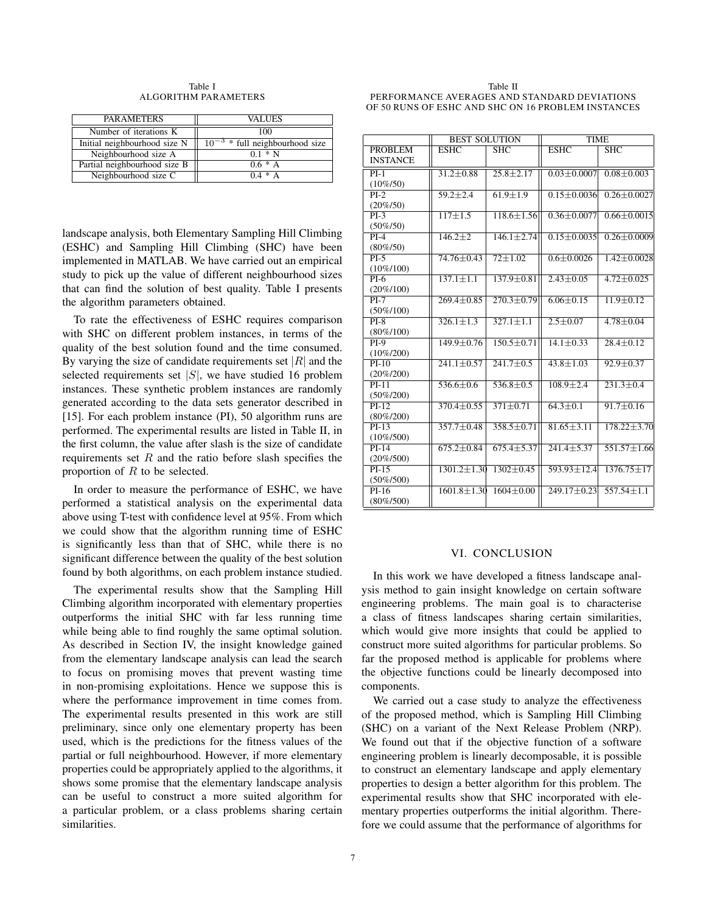Table I
ALGORITHM PARAMETERS

| PARAMETERS | VALUES |
| --- | --- |
| Number of iterations K | 100 |
| Initial neighbourhood size N | $10^{-3}$ * full neighbourhood size |
| Neighbourhood size A | 0.1 * N |
| Partial neighbourhood size B | 0.6 * A |
| Neighbourhood size C | 0.4 * A |

landscape analysis, both Elementary Sampling Hill Climbing (ESHC) and Sampling Hill Climbing (SHC) have been implemented in MATLAB. We have carried out an empirical study to pick up the value of different neighbourhood sizes that can find the solution of best quality. Table I presents the algorithm parameters obtained.

To rate the effectiveness of ESHC requires comparison with SHC on different problem instances, in terms of the quality of the best solution found and the time consumed. By varying the size of candidate requirements set $|R|$ and the selected requirements set $|S|$, we have studied 16 problem instances. These synthetic problem instances are randomly generated according to the data sets generator described in [15]. For each problem instance (PI), 50 algorithm runs are performed. The experimental results are listed in Table II, in the first column, the value after slash is the size of candidate requirements set $R$ and the ratio before slash specifies the proportion of $R$ to be selected.

In order to measure the performance of ESHC, we have performed a statistical analysis on the experimental data above using T-test with confidence level at 95%. From which we could show that the algorithm running time of ESHC is significantly less than that of SHC, while there is no significant difference between the quality of the best solution found by both algorithms, on each problem instance studied.

The experimental results show that the Sampling Hill Climbing algorithm incorporated with elementary properties outperforms the initial SHC with far less running time while being able to find roughly the same optimal solution. As described in Section IV, the insight knowledge gained from the elementary landscape analysis can lead the search to focus on promising moves that prevent wasting time in non-promising exploitations. Hence we suppose this is where the performance improvement in time comes from. The experimental results presented in this work are still preliminary, since only one elementary property has been used, which is the predictions for the fitness values of the partial or full neighbourhood. However, if more elementary properties could be appropriately applied to the algorithms, it shows some promise that the elementary landscape analysis can be useful to construct a more suited algorithm for a particular problem, or a class problems sharing certain similarities.

Table II
PERFORMANCE AVERAGES AND STANDARD DEVIATIONS OF 50 RUNS OF ESHC AND SHC ON 16 PROBLEM INSTANCES

| | BEST SOLUTION | | TIME | |
| --- | --- | --- | --- | --- |
| PROBLEM INSTANCE | ESHC | SHC | ESHC | SHC |
| PI-1 (10%/50) | 31.2±0.88 | 25.8±2.17 | 0.03±0.0007 | 0.08±0.003 |
| PI-2 (20%/50) | 59.2±2.4 | 61.9±1.9 | 0.15±0.0036 | 0.26±0.0027 |
| PI-3 (50%/50) | 117±1.5 | 118.6±1.56 | 0.36±0.0077 | 0.66±0.0015 |
| PI-4 (80%/50) | 146.2±2 | 146.1±2.74 | 0.15±0.0035 | 0.26±0.0009 |
| PI-5 (10%/100) | 74.76±0.43 | 72±1.02 | 0.6±0.0026 | 1.42±0.0028 |
| PI-6 (20%/100) | 137.1±1.1 | 137.9±0.81 | 2.43±0.05 | 4.72±0.025 |
| PI-7 (50%/100) | 269.4±0.85 | 270.3±0.79 | 6.06±0.15 | 11.9±0.12 |
| PI-8 (80%/100) | 326.1±1.3 | 327.1±1.1 | 2.5±0.07 | 4.78±0.04 |
| PI-9 (10%/200) | 149.9±0.76 | 150.5±0.71 | 14.1±0.33 | 28.4±0.12 |
| PI-10 (20%/200) | 241.1±0.57 | 241.7±0.5 | 43.8±1.03 | 92.9±0.37 |
| PI-11 (50%/200) | 536.6±0.6 | 536.8±0.5 | 108.9±2.4 | 231.3±0.4 |
| PI-12 (80%/200) | 370.4±0.55 | 371±0.71 | 64.3±0.1 | 91.7±0.16 |
| PI-13 (10%/500) | 357.7±0.48 | 358.5±0.71 | 81.65±3.11 | 178.22±3.70 |
| PI-14 (20%/500) | 675.2±0.84 | 675.4±5.37 | 241.4±5.37 | 551.57±1.66 |
| PI-15 (50%/500) | 1301.2±1.30 | 1302±0.45 | 593.93±12.4 | 1376.75±17 |
| PI-16 (80%/500) | 1601.8±1.30 | 1604±0.00 | 249.17±0.23 | 557.54±1.1 |

## VI. CONCLUSION

In this work we have developed a fitness landscape analysis method to gain insight knowledge on certain software engineering problems. The main goal is to characterise a class of fitness landscapes sharing certain similarities, which would give more insights that could be applied to construct more suited algorithms for particular problems. So far the proposed method is applicable for problems where the objective functions could be linearly decomposed into components.

We carried out a case study to analyze the effectiveness of the proposed method, which is Sampling Hill Climbing (SHC) on a variant of the Next Release Problem (NRP). We found out that if the objective function of a software engineering problem is linearly decomposable, it is possible to construct an elementary landscape and apply elementary properties to design a better algorithm for this problem. The experimental results show that SHC incorporated with elementary properties outperforms the initial algorithm. Therefore we could assume that the performance of algorithms for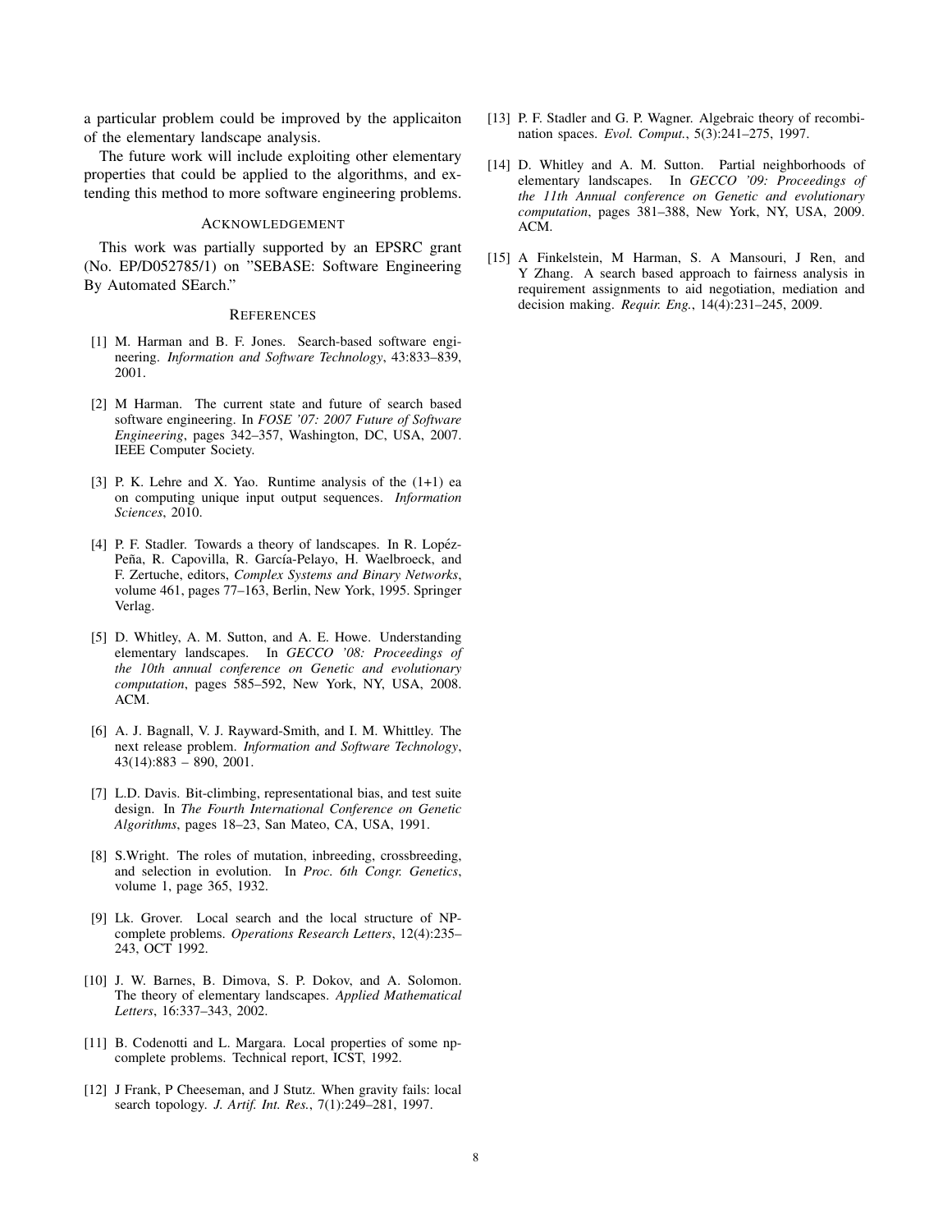a particular problem could be improved by the applicaiton of the elementary landscape analysis.

The future work will include exploiting other elementary properties that could be applied to the algorithms, and extending this method to more software engineering problems.

## Acknowledgement

This work was partially supported by an EPSRC grant (No. EP/D052785/1) on "SEBASE: Software Engineering By Automated SEarch."

## References

[1] M. Harman and B. F. Jones. Search-based software engineering. *Information and Software Technology*, 43:833–839, 2001.

[2] M Harman. The current state and future of search based software engineering. In *FOSE '07: 2007 Future of Software Engineering*, pages 342–357, Washington, DC, USA, 2007. IEEE Computer Society.

[3] P. K. Lehre and X. Yao. Runtime analysis of the (1+1) ea on computing unique input output sequences. *Information Sciences*, 2010.

[4] P. F. Stadler. Towards a theory of landscapes. In R. Lopéz-Peña, R. Capovilla, R. García-Pelayo, H. Waelbroeck, and F. Zertuche, editors, *Complex Systems and Binary Networks*, volume 461, pages 77–163, Berlin, New York, 1995. Springer Verlag.

[5] D. Whitley, A. M. Sutton, and A. E. Howe. Understanding elementary landscapes. In *GECCO '08: Proceedings of the 10th annual conference on Genetic and evolutionary computation*, pages 585–592, New York, NY, USA, 2008. ACM.

[6] A. J. Bagnall, V. J. Rayward-Smith, and I. M. Whittley. The next release problem. *Information and Software Technology*, 43(14):883 – 890, 2001.

[7] L.D. Davis. Bit-climbing, representational bias, and test suite design. In *The Fourth International Conference on Genetic Algorithms*, pages 18–23, San Mateo, CA, USA, 1991.

[8] S.Wright. The roles of mutation, inbreeding, crossbreeding, and selection in evolution. In *Proc. 6th Congr. Genetics*, volume 1, page 365, 1932.

[9] Lk. Grover. Local search and the local structure of NP-complete problems. *Operations Research Letters*, 12(4):235–243, OCT 1992.

[10] J. W. Barnes, B. Dimova, S. P. Dokov, and A. Solomon. The theory of elementary landscapes. *Applied Mathematical Letters*, 16:337–343, 2002.

[11] B. Codenotti and L. Margara. Local properties of some np-complete problems. Technical report, ICST, 1992.

[12] J Frank, P Cheeseman, and J Stutz. When gravity fails: local search topology. *J. Artif. Int. Res.*, 7(1):249–281, 1997.

[13] P. F. Stadler and G. P. Wagner. Algebraic theory of recombination spaces. *Evol. Comput.*, 5(3):241–275, 1997.

[14] D. Whitley and A. M. Sutton. Partial neighborhoods of elementary landscapes. In *GECCO '09: Proceedings of the 11th Annual conference on Genetic and evolutionary computation*, pages 381–388, New York, NY, USA, 2009. ACM.

[15] A Finkelstein, M Harman, S. A Mansouri, J Ren, and Y Zhang. A search based approach to fairness analysis in requirement assignments to aid negotiation, mediation and decision making. *Requir. Eng.*, 14(4):231–245, 2009.